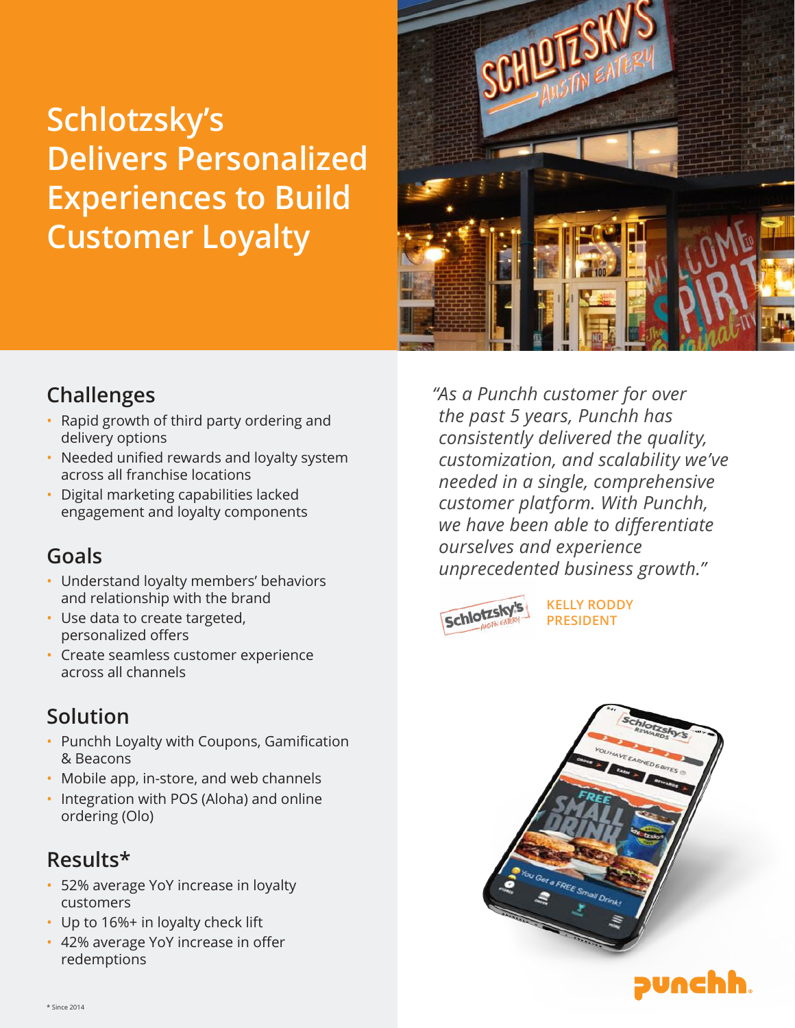# Schlotzsky's Delivers Personalized Experiences to Build Customer Loyalty

## Challenges

- Rapid growth of third party ordering and delivery options
- Needed unified rewards and loyalty system across all franchise locations
- Digital marketing capabilities lacked engagement and loyalty components

## Goals

- Understand loyalty members' behaviors and relationship with the brand
- Use data to create targeted, personalized offers
- Create seamless customer experience across all channels

## Solution

- Punchh Loyalty with Coupons, Gamification & Beacons
- Mobile app, in-store, and web channels
- Integration with POS (Aloha) and online ordering (Olo)

## Results*

- 52% average YoY increase in loyalty customers
- Up to 16%+ in loyalty check lift
- 42% average YoY increase in offer redemptions

*"As a Punchh customer for over the past 5 years, Punchh has consistently delivered the quality, customization, and scalability we've needed in a single, comprehensive customer platform. With Punchh, we have been able to differentiate ourselves and experience unprecedented business growth."*

**KELLY RODDY**
**PRESIDENT**

* Since 2014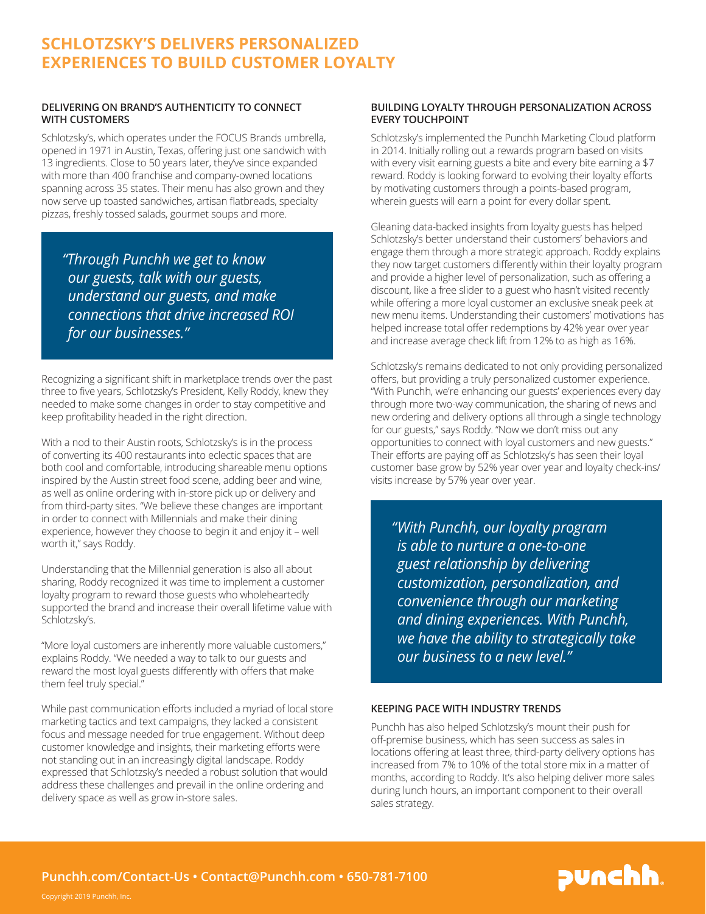# SCHLOTZSKY'S DELIVERS PERSONALIZED EXPERIENCES TO BUILD CUSTOMER LOYALTY

### DELIVERING ON BRAND'S AUTHENTICITY TO CONNECT WITH CUSTOMERS

Schlotzsky's, which operates under the FOCUS Brands umbrella, opened in 1971 in Austin, Texas, offering just one sandwich with 13 ingredients. Close to 50 years later, they've since expanded with more than 400 franchise and company-owned locations spanning across 35 states. Their menu has also grown and they now serve up toasted sandwiches, artisan flatbreads, specialty pizzas, freshly tossed salads, gourmet soups and more.

> *"Through Punchh we get to know our guests, talk with our guests, understand our guests, and make connections that drive increased ROI for our businesses."*

Recognizing a significant shift in marketplace trends over the past three to five years, Schlotzsky's President, Kelly Roddy, knew they needed to make some changes in order to stay competitive and keep profitability headed in the right direction.

With a nod to their Austin roots, Schlotzsky's is in the process of converting its 400 restaurants into eclectic spaces that are both cool and comfortable, introducing shareable menu options inspired by the Austin street food scene, adding beer and wine, as well as online ordering with in-store pick up or delivery and from third-party sites. "We believe these changes are important in order to connect with Millennials and make their dining experience, however they choose to begin it and enjoy it – well worth it," says Roddy.

Understanding that the Millennial generation is also all about sharing, Roddy recognized it was time to implement a customer loyalty program to reward those guests who wholeheartedly supported the brand and increase their overall lifetime value with Schlotzsky's.

"More loyal customers are inherently more valuable customers," explains Roddy. "We needed a way to talk to our guests and reward the most loyal guests differently with offers that make them feel truly special."

While past communication efforts included a myriad of local store marketing tactics and text campaigns, they lacked a consistent focus and message needed for true engagement. Without deep customer knowledge and insights, their marketing efforts were not standing out in an increasingly digital landscape. Roddy expressed that Schlotzsky's needed a robust solution that would address these challenges and prevail in the online ordering and delivery space as well as grow in-store sales.

### BUILDING LOYALTY THROUGH PERSONALIZATION ACROSS EVERY TOUCHPOINT

Schlotzsky's implemented the Punchh Marketing Cloud platform in 2014. Initially rolling out a rewards program based on visits with every visit earning guests a bite and every bite earning a $7 reward. Roddy is looking forward to evolving their loyalty efforts by motivating customers through a points-based program, wherein guests will earn a point for every dollar spent.

Gleaning data-backed insights from loyalty guests has helped Schlotzsky's better understand their customers' behaviors and engage them through a more strategic approach. Roddy explains they now target customers differently within their loyalty program and provide a higher level of personalization, such as offering a discount, like a free slider to a guest who hasn't visited recently while offering a more loyal customer an exclusive sneak peek at new menu items. Understanding their customers' motivations has helped increase total offer redemptions by 42% year over year and increase average check lift from 12% to as high as 16%.

Schlotzsky's remains dedicated to not only providing personalized offers, but providing a truly personalized customer experience. "With Punchh, we're enhancing our guests' experiences every day through more two-way communication, the sharing of news and new ordering and delivery options all through a single technology for our guests," says Roddy. "Now we don't miss out any opportunities to connect with loyal customers and new guests." Their efforts are paying off as Schlotzsky's has seen their loyal customer base grow by 52% year over year and loyalty check-ins/ visits increase by 57% year over year.

> *"With Punchh, our loyalty program is able to nurture a one-to-one guest relationship by delivering customization, personalization, and convenience through our marketing and dining experiences. With Punchh, we have the ability to strategically take our business to a new level."*

### KEEPING PACE WITH INDUSTRY TRENDS

Punchh has also helped Schlotzsky's mount their push for off-premise business, which has seen success as sales in locations offering at least three, third-party delivery options has increased from 7% to 10% of the total store mix in a matter of months, according to Roddy. It's also helping deliver more sales during lunch hours, an important component to their overall sales strategy.

**Punchh.com/Contact-Us • Contact@Punchh.com • 650-781-7100**

punchh.

Copyright 2019 Punchh, Inc.